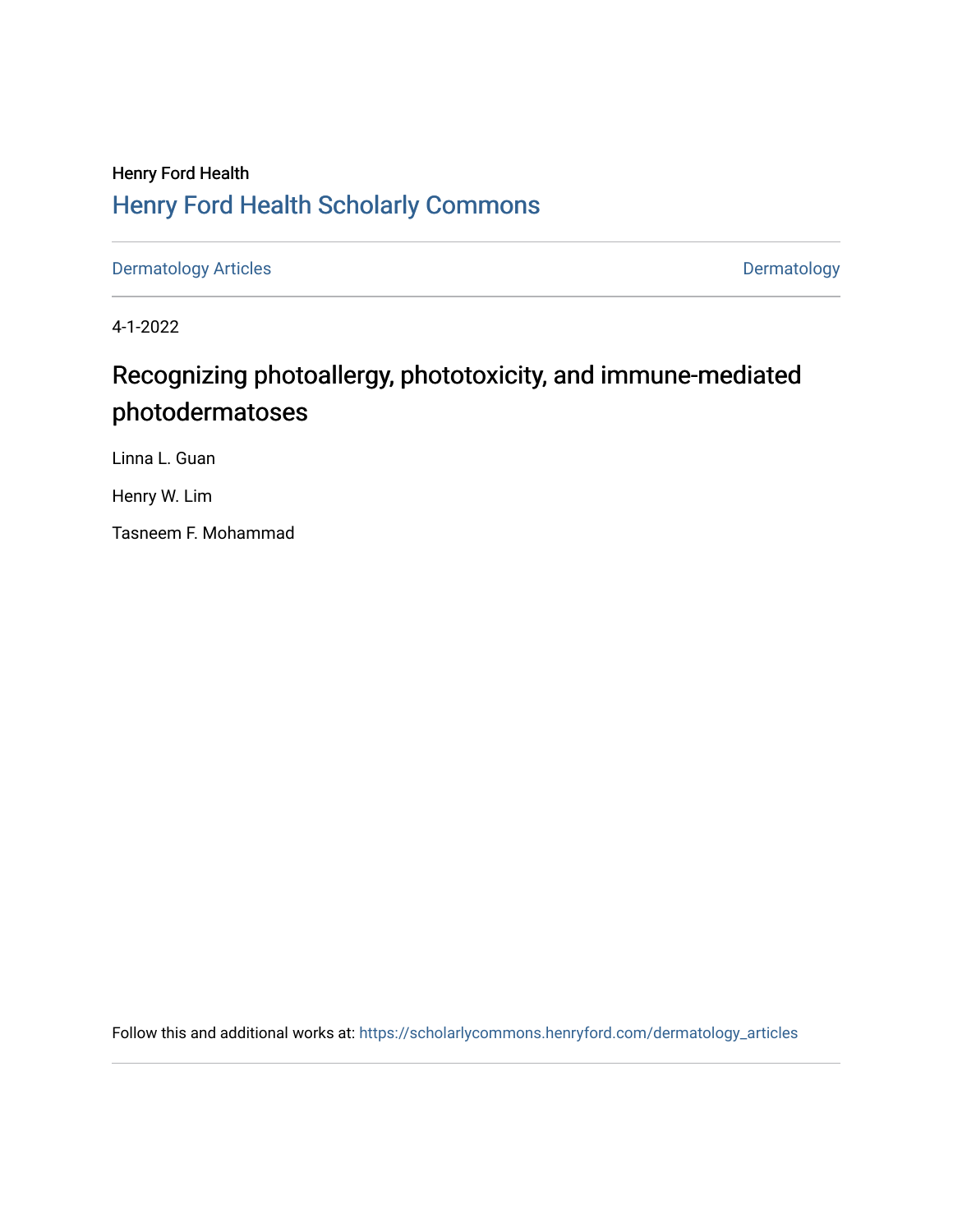Henry Ford Health

## Henry Ford Health Scholarly Commons

Dermatology Articles | Dermatology

4-1-2022

# Recognizing photoallergy, phototoxicity, and immune-mediated photodermatoses

Linna L. Guan

Henry W. Lim

Tasneem F. Mohammad

Follow this and additional works at: https://scholarlycommons.henryford.com/dermatology_articles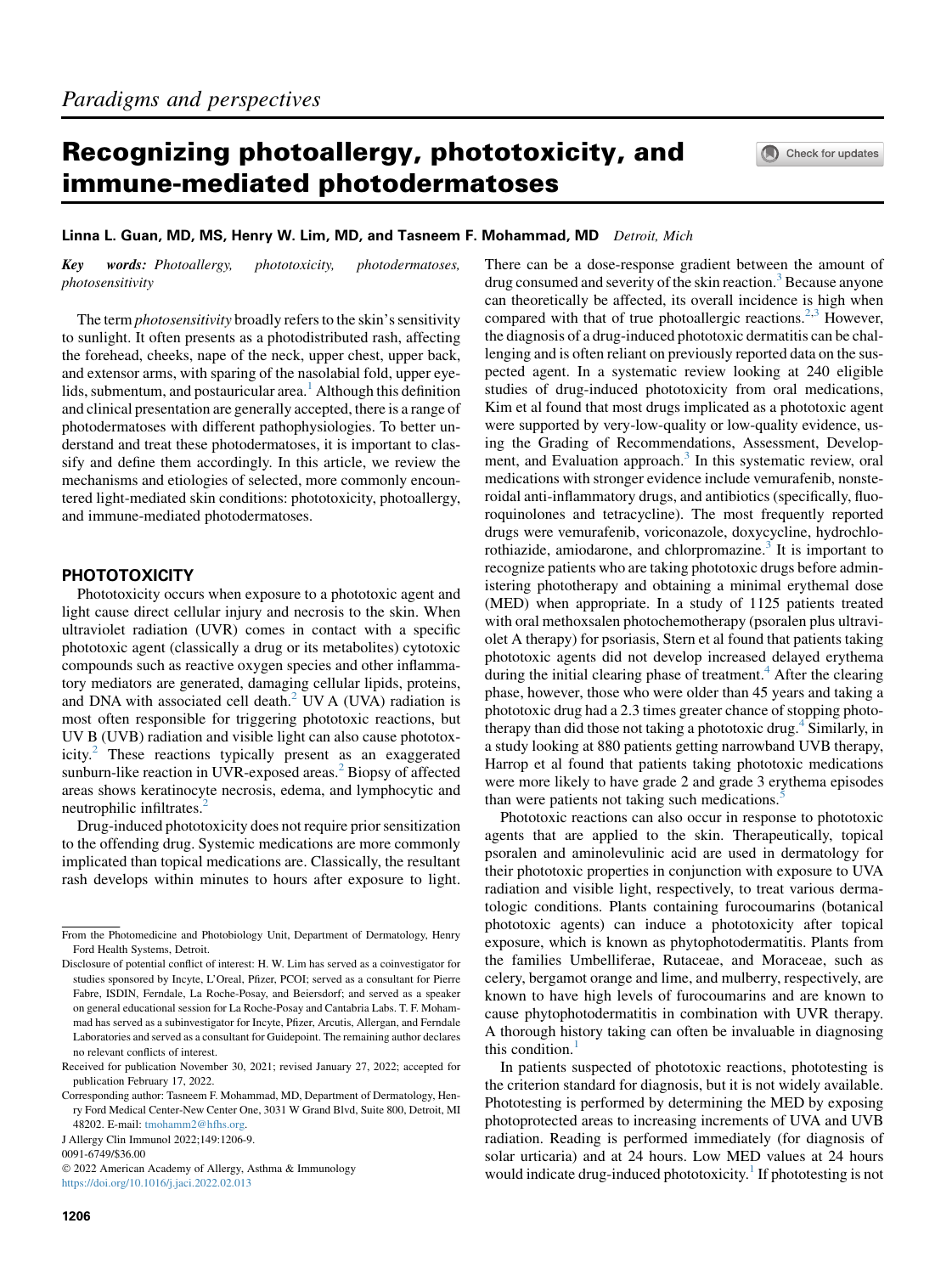*Paradigms and perspectives*

# Recognizing photoallergy, phototoxicity, and immune-mediated photodermatoses

**Linna L. Guan, MD, MS, Henry W. Lim, MD, and Tasneem F. Mohammad, MD** *Detroit, Mich*

***Key words:*** *Photoallergy, phototoxicity, photodermatoses, photosensitivity*

The term *photosensitivity* broadly refers to the skin's sensitivity to sunlight. It often presents as a photodistributed rash, affecting the forehead, cheeks, nape of the neck, upper chest, upper back, and extensor arms, with sparing of the nasolabial fold, upper eyelids, submentum, and postauricular area.[1] Although this definition and clinical presentation are generally accepted, there is a range of photodermatoses with different pathophysiologies. To better understand and treat these photodermatoses, it is important to classify and define them accordingly. In this article, we review the mechanisms and etiologies of selected, more commonly encountered light-mediated skin conditions: phototoxicity, photoallergy, and immune-mediated photodermatoses.

## PHOTOTOXICITY

Phototoxicity occurs when exposure to a phototoxic agent and light cause direct cellular injury and necrosis to the skin. When ultraviolet radiation (UVR) comes in contact with a specific phototoxic agent (classically a drug or its metabolites) cytotoxic compounds such as reactive oxygen species and other inflammatory mediators are generated, damaging cellular lipids, proteins, and DNA with associated cell death.[2] UV A (UVA) radiation is most often responsible for triggering phototoxic reactions, but UV B (UVB) radiation and visible light can also cause phototoxicity.[2] These reactions typically present as an exaggerated sunburn-like reaction in UVR-exposed areas.[2] Biopsy of affected areas shows keratinocyte necrosis, edema, and lymphocytic and neutrophilic infiltrates.[2]

Drug-induced phototoxicity does not require prior sensitization to the offending drug. Systemic medications are more commonly implicated than topical medications are. Classically, the resultant rash develops within minutes to hours after exposure to light. There can be a dose-response gradient between the amount of drug consumed and severity of the skin reaction.[3] Because anyone can theoretically be affected, its overall incidence is high when compared with that of true photoallergic reactions.[2,3] However, the diagnosis of a drug-induced phototoxic dermatitis can be challenging and is often reliant on previously reported data on the suspected agent. In a systematic review looking at 240 eligible studies of drug-induced phototoxicity from oral medications, Kim et al found that most drugs implicated as a phototoxic agent were supported by very-low-quality or low-quality evidence, using the Grading of Recommendations, Assessment, Development, and Evaluation approach.[3] In this systematic review, oral medications with stronger evidence include vemurafenib, nonsteroidal anti-inflammatory drugs, and antibiotics (specifically, fluoroquinolones and tetracycline). The most frequently reported drugs were vemurafenib, voriconazole, doxycycline, hydrochlorothiazide, amiodarone, and chlorpromazine.[3] It is important to recognize patients who are taking phototoxic drugs before administering phototherapy and obtaining a minimal erythemal dose (MED) when appropriate. In a study of 1125 patients treated with oral methoxsalen photochemotherapy (psoralen plus ultraviolet A therapy) for psoriasis, Stern et al found that patients taking phototoxic agents did not develop increased delayed erythema during the initial clearing phase of treatment.[4] After the clearing phase, however, those who were older than 45 years and taking a phototoxic drug had a 2.3 times greater chance of stopping phototherapy than did those not taking a phototoxic drug.[4] Similarly, in a study looking at 880 patients getting narrowband UVB therapy, Harrop et al found that patients taking phototoxic medications were more likely to have grade 2 and grade 3 erythema episodes than were patients not taking such medications.[5]

Phototoxic reactions can also occur in response to phototoxic agents that are applied to the skin. Therapeutically, topical psoralen and aminolevulinic acid are used in dermatology for their phototoxic properties in conjunction with exposure to UVA radiation and visible light, respectively, to treat various dermatologic conditions. Plants containing furocoumarins (botanical phototoxic agents) can induce a phototoxicity after topical exposure, which is known as phytophotodermatitis. Plants from the families Umbelliferae, Rutaceae, and Moraceae, such as celery, bergamot orange and lime, and mulberry, respectively, are known to have high levels of furocoumarins and are known to cause phytophotodermatitis in combination with UVR therapy. A thorough history taking can often be invaluable in diagnosing this condition.[1]

In patients suspected of phototoxic reactions, phototesting is the criterion standard for diagnosis, but it is not widely available. Phototesting is performed by determining the MED by exposing photoprotected areas to increasing increments of UVA and UVB radiation. Reading is performed immediately (for diagnosis of solar urticaria) and at 24 hours. Low MED values at 24 hours would indicate drug-induced phototoxicity.[1] If phototesting is not

From the Photomedicine and Photobiology Unit, Department of Dermatology, Henry Ford Health Systems, Detroit.

Disclosure of potential conflict of interest: H. W. Lim has served as a coinvestigator for studies sponsored by Incyte, L'Oreal, Pfizer, PCOI; served as a consultant for Pierre Fabre, ISDIN, Ferndale, La Roche-Posay, and Beiersdorf; and served as a speaker on general educational session for La Roche-Posay and Cantabria Labs. T. F. Mohammad has served as a subinvestigator for Incyte, Pfizer, Arcutis, Allergan, and Ferndale Laboratories and served as a consultant for Guidepoint. The remaining author declares no relevant conflicts of interest.

Received for publication November 30, 2021; revised January 27, 2022; accepted for publication February 17, 2022.

Corresponding author: Tasneem F. Mohammad, MD, Department of Dermatology, Henry Ford Medical Center-New Center One, 3031 W Grand Blvd, Suite 800, Detroit, MI 48202. E-mail: tmohamm2@hfhs.org.

J Allergy Clin Immunol 2022;149:1206-9.

0091-6749/$36.00

© 2022 American Academy of Allergy, Asthma & Immunology

https://doi.org/10.1016/j.jaci.2022.02.013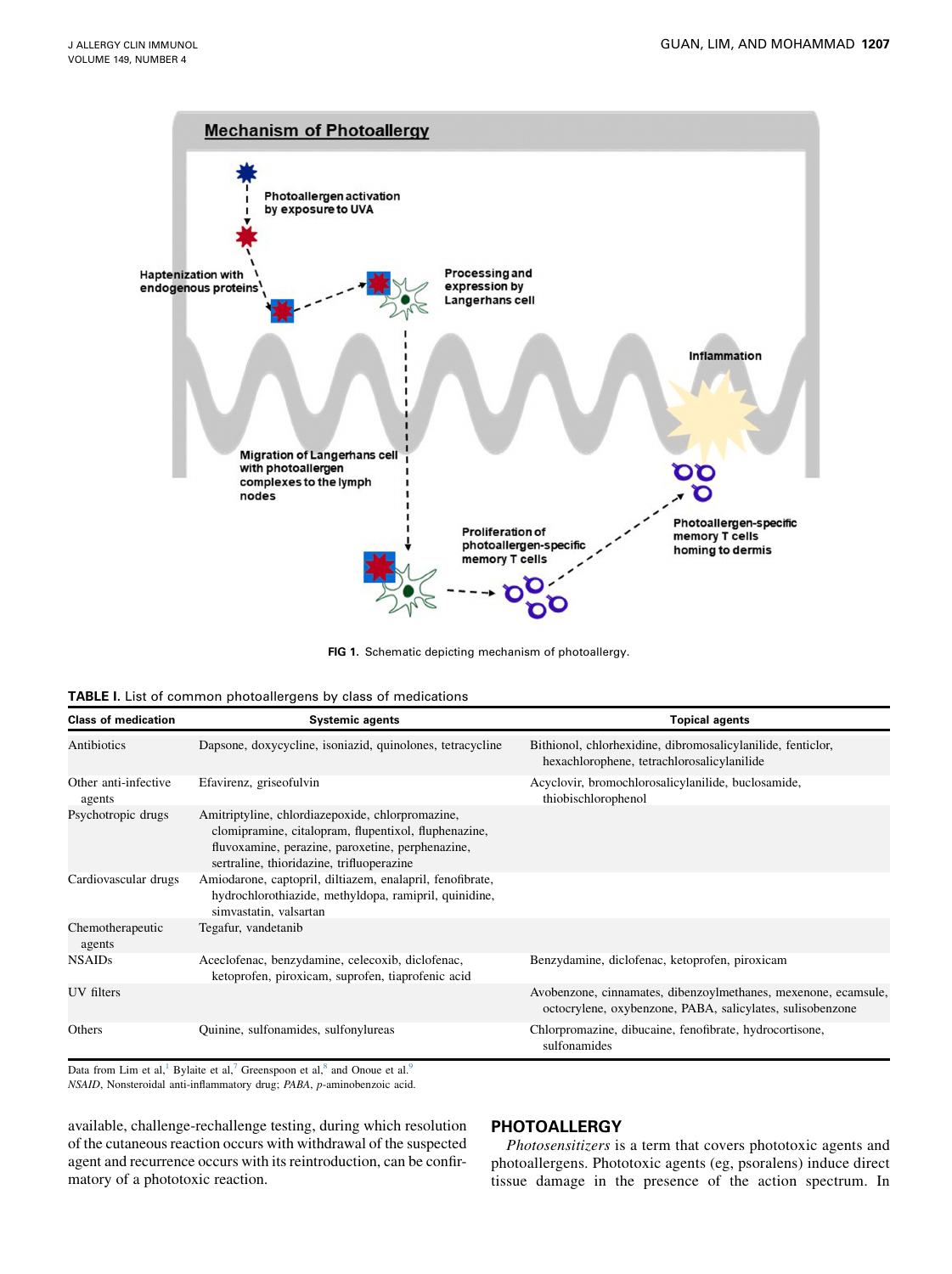FIG 1. Schematic depicting mechanism of photoallergy.

**TABLE I.** List of common photoallergens by class of medications

| Class of medication | Systemic agents | Topical agents |
|---|---|---|
| Antibiotics | Dapsone, doxycycline, isoniazid, quinolones, tetracycline | Bithionol, chlorhexidine, dibromosalicylanilide, fenticlor, hexachlorophene, tetrachlorosalicylanilide |
| Other anti-infective agents | Efavirenz, griseofulvin | Acyclovir, bromochlorosalicylanilide, buclosamide, thiobischlorophenol |
| Psychotropic drugs | Amitriptyline, chlordiazepoxide, chlorpromazine, clomipramine, citalopram, flupentixol, fluphenazine, fluvoxamine, perazine, paroxetine, perphenazine, sertraline, thioridazine, trifluoperazine | |
| Cardiovascular drugs | Amiodarone, captopril, diltiazem, enalapril, fenofibrate, hydrochlorothiazide, methyldopa, ramipril, quinidine, simvastatin, valsartan | |
| Chemotherapeutic agents | Tegafur, vandetanib | |
| NSAIDs | Aceclofenac, benzydamine, celecoxib, diclofenac, ketoprofen, piroxicam, suprofen, tiaprofenic acid | Benzydamine, diclofenac, ketoprofen, piroxicam |
| UV filters | | Avobenzone, cinnamates, dibenzoylmethanes, mexenone, ecamsule, octocrylene, oxybenzone, PABA, salicylates, sulisobenzone |
| Others | Quinine, sulfonamides, sulfonylureas | Chlorpromazine, dibucaine, fenofibrate, hydrocortisone, sulfonamides |

Data from Lim et al,[1] Bylaite et al,[7] Greenspoon et al,[8] and Onoue et al.[9]
*NSAID*, Nonsteroidal anti-inflammatory drug; *PABA*, *p*-aminobenzoic acid.

available, challenge-rechallenge testing, during which resolution of the cutaneous reaction occurs with withdrawal of the suspected agent and recurrence occurs with its reintroduction, can be confirmatory of a phototoxic reaction.

## PHOTOALLERGY

*Photosensitizers* is a term that covers phototoxic agents and photoallergens. Phototoxic agents (eg, psoralens) induce direct tissue damage in the presence of the action spectrum. In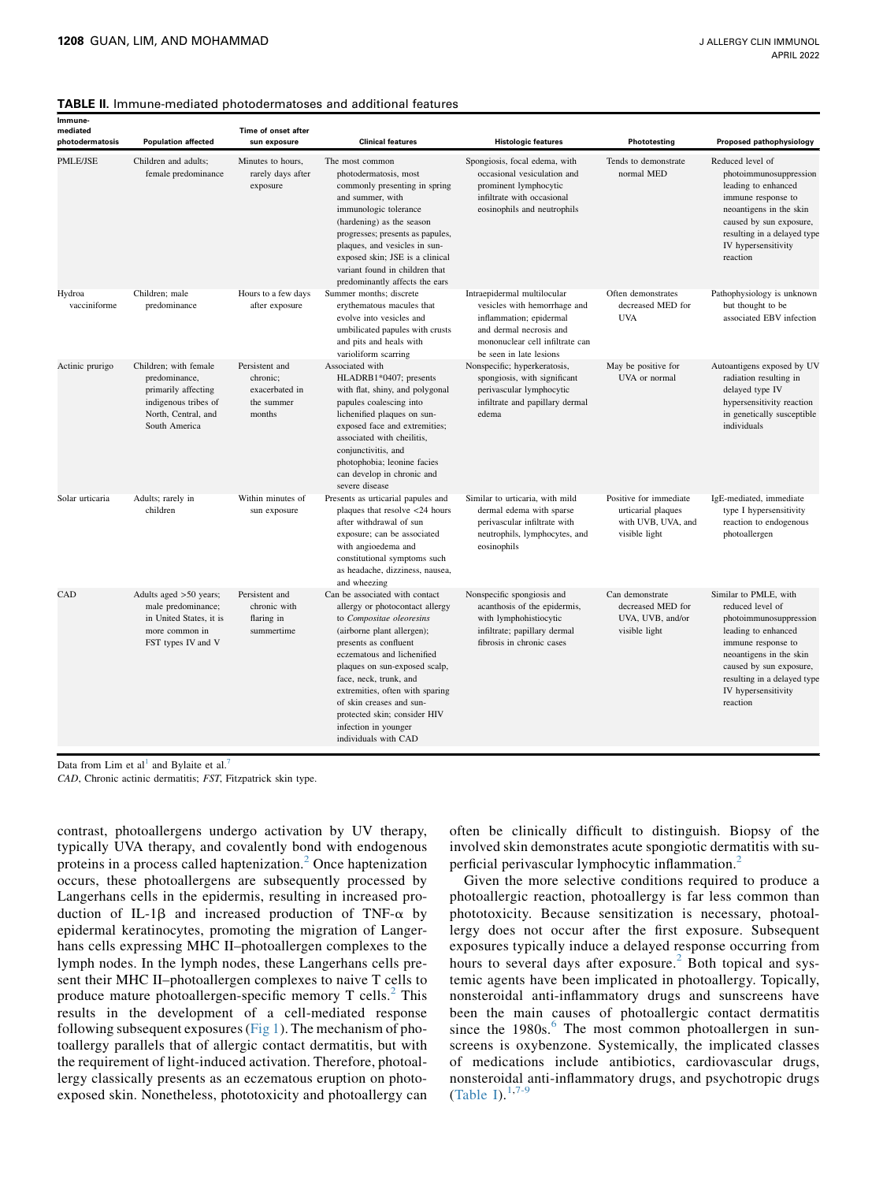**TABLE II.** Immune-mediated photodermatoses and additional features

| Immune-mediated photodermatosis | Population affected | Time of onset after sun exposure | Clinical features | Histologic features | Phototesting | Proposed pathophysiology |
|---|---|---|---|---|---|---|
| PMLE/JSE | Children and adults; female predominance | Minutes to hours, rarely days after exposure | The most common photodermatosis, most commonly presenting in spring and summer, with immunologic tolerance (hardening) as the season progresses; presents as papules, plaques, and vesicles in sun-exposed skin; JSE is a clinical variant found in children that predominantly affects the ears | Spongiosis, focal edema, with occasional vesiculation and prominent lymphocytic infiltrate with occasional eosinophils and neutrophils | Tends to demonstrate normal MED | Reduced level of photoimmunosuppression leading to enhanced immune response to neoantigens in the skin caused by sun exposure, resulting in a delayed type IV hypersensitivity reaction |
| Hydroa vacciniforme | Children; male predominance | Hours to a few days after exposure | Summer months; discrete erythematous macules that evolve into vesicles and umbilicated papules with crusts and pits and heals with varioliform scarring | Intraepidermal multilocular vesicles with hemorrhage and inflammation; epidermal and dermal necrosis and mononuclear cell infiltrate can be seen in late lesions | Often demonstrates decreased MED for UVA | Pathophysiology is unknown but thought to be associated EBV infection |
| Actinic prurigo | Children; with female predominance, primarily affecting indigenous tribes of North, Central, and South America | Persistent and chronic; exacerbated in the summer months | Associated with HLADRB1*0407; presents with flat, shiny, and polygonal papules coalescing into lichenified plaques on sun-exposed face and extremities; associated with cheilitis, conjunctivitis, and photophobia; leonine facies can develop in chronic and severe disease | Nonspecific; hyperkeratosis, spongiosis, with significant perivascular lymphocytic infiltrate and papillary dermal edema | May be positive for UVA or normal | Autoantigens exposed by UV radiation resulting in delayed type IV hypersensitivity reaction in genetically susceptible individuals |
| Solar urticaria | Adults; rarely in children | Within minutes of sun exposure | Presents as urticarial papules and plaques that resolve <24 hours after withdrawal of sun exposure; can be associated with angioedema and constitutional symptoms such as headache, dizziness, nausea, and wheezing | Similar to urticaria, with mild dermal edema with sparse perivascular infiltrate with neutrophils, lymphocytes, and eosinophils | Positive for immediate urticarial plaques with UVB, UVA, and visible light | IgE-mediated, immediate type I hypersensitivity reaction to endogenous photoallergen |
| CAD | Adults aged >50 years; male predominance; in United States, it is more common in FST types IV and V | Persistent and chronic with flaring in summertime | Can be associated with contact allergy or photocontact allergy to *Compositae oleoresins* (airborne plant allergen); presents as confluent eczematous and lichenified plaques on sun-exposed scalp, face, neck, trunk, and extremities, often with sparing of skin creases and sun-protected skin; consider HIV infection in younger individuals with CAD | Nonspecific spongiosis and acanthosis of the epidermis, with lymphohistiocytic infiltrate; papillary dermal fibrosis in chronic cases | Can demonstrate decreased MED for UVA, UVB, and/or visible light | Similar to PMLE, with reduced level of photoimmunosuppression leading to enhanced immune response to neoantigens in the skin caused by sun exposure, resulting in a delayed type IV hypersensitivity reaction |

Data from Lim et al[1] and Bylaite et al.[7]

*CAD*, Chronic actinic dermatitis; *FST*, Fitzpatrick skin type.

contrast, photoallergens undergo activation by UV therapy, typically UVA therapy, and covalently bond with endogenous proteins in a process called haptenization.[2] Once haptenization occurs, these photoallergens are subsequently processed by Langerhans cells in the epidermis, resulting in increased production of IL-1β and increased production of TNF-α by epidermal keratinocytes, promoting the migration of Langerhans cells expressing MHC II–photoallergen complexes to the lymph nodes. In the lymph nodes, these Langerhans cells present their MHC II–photoallergen complexes to naive T cells to produce mature photoallergen-specific memory T cells.[2] This results in the development of a cell-mediated response following subsequent exposures (Fig 1). The mechanism of photoallergy parallels that of allergic contact dermatitis, but with the requirement of light-induced activation. Therefore, photoallergy classically presents as an eczematous eruption on photoexposed skin. Nonetheless, phototoxicity and photoallergy can often be clinically difficult to distinguish. Biopsy of the involved skin demonstrates acute spongiotic dermatitis with superficial perivascular lymphocytic inflammation.[2]

Given the more selective conditions required to produce a photoallergic reaction, photoallergy is far less common than phototoxicity. Because sensitization is necessary, photoallergy does not occur after the first exposure. Subsequent exposures typically induce a delayed response occurring from hours to several days after exposure.[2] Both topical and systemic agents have been implicated in photoallergy. Topically, nonsteroidal anti-inflammatory drugs and sunscreens have been the main causes of photoallergic contact dermatitis since the 1980s.[6] The most common photoallergen in sunscreens is oxybenzone. Systemically, the implicated classes of medications include antibiotics, cardiovascular drugs, nonsteroidal anti-inflammatory drugs, and psychotropic drugs (Table I).[1,7-9]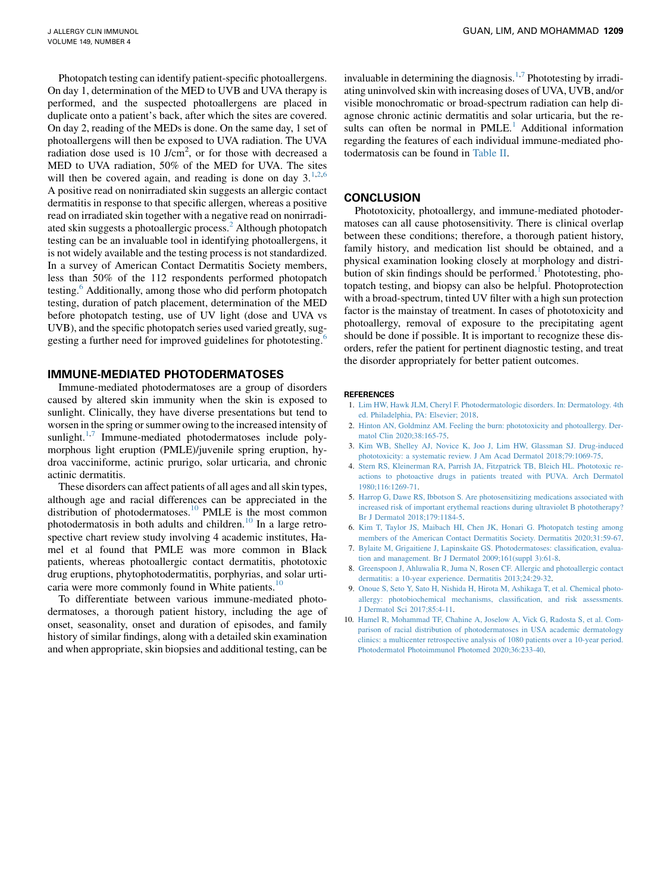Photopatch testing can identify patient-specific photoallergens. On day 1, determination of the MED to UVB and UVA therapy is performed, and the suspected photoallergens are placed in duplicate onto a patient's back, after which the sites are covered. On day 2, reading of the MEDs is done. On the same day, 1 set of photoallergens will then be exposed to UVA radiation. The UVA radiation dose used is 10 J/cm$^2$, or for those with decreased a MED to UVA radiation, 50% of the MED for UVA. The sites will then be covered again, and reading is done on day 3.[1,2,6] A positive read on nonirradiated skin suggests an allergic contact dermatitis in response to that specific allergen, whereas a positive read on irradiated skin together with a negative read on nonirradiated skin suggests a photoallergic process.[2] Although photopatch testing can be an invaluable tool in identifying photoallergens, it is not widely available and the testing process is not standardized. In a survey of American Contact Dermatitis Society members, less than 50% of the 112 respondents performed photopatch testing.[6] Additionally, among those who did perform photopatch testing, duration of patch placement, determination of the MED before photopatch testing, use of UV light (dose and UVA vs UVB), and the specific photopatch series used varied greatly, suggesting a further need for improved guidelines for phototesting.[6]

## IMMUNE-MEDIATED PHOTODERMATOSES

Immune-mediated photodermatoses are a group of disorders caused by altered skin immunity when the skin is exposed to sunlight. Clinically, they have diverse presentations but tend to worsen in the spring or summer owing to the increased intensity of sunlight.[1,7] Immune-mediated photodermatoses include polymorphous light eruption (PMLE)/juvenile spring eruption, hydroa vacciniforme, actinic prurigo, solar urticaria, and chronic actinic dermatitis.

These disorders can affect patients of all ages and all skin types, although age and racial differences can be appreciated in the distribution of photodermatoses.[10] PMLE is the most common photodermatosis in both adults and children.[10] In a large retrospective chart review study involving 4 academic institutes, Hamel et al found that PMLE was more common in Black patients, whereas photoallergic contact dermatitis, phototoxic drug eruptions, phytophotodermatitis, porphyrias, and solar urticaria were more commonly found in White patients.[10]

To differentiate between various immune-mediated photodermatoses, a thorough patient history, including the age of onset, seasonality, onset and duration of episodes, and family history of similar findings, along with a detailed skin examination and when appropriate, skin biopsies and additional testing, can be invaluable in determining the diagnosis.[1,7] Phototesting by irradiating uninvolved skin with increasing doses of UVA, UVB, and/or visible monochromatic or broad-spectrum radiation can help diagnose chronic actinic dermatitis and solar urticaria, but the results can often be normal in PMLE.[1] Additional information regarding the features of each individual immune-mediated photodermatosis can be found in Table II.

## CONCLUSION

Phototoxicity, photoallergy, and immune-mediated photodermatoses can all cause photosensitivity. There is clinical overlap between these conditions; therefore, a thorough patient history, family history, and medication list should be obtained, and a physical examination looking closely at morphology and distribution of skin findings should be performed.[1] Phototesting, photopatch testing, and biopsy can also be helpful. Photoprotection with a broad-spectrum, tinted UV filter with a high sun protection factor is the mainstay of treatment. In cases of phototoxicity and photoallergy, removal of exposure to the precipitating agent should be done if possible. It is important to recognize these disorders, refer the patient for pertinent diagnostic testing, and treat the disorder appropriately for better patient outcomes.

### REFERENCES

1. Lim HW, Hawk JLM, Cheryl F. Photodermatologic disorders. In: Dermatology. 4th ed. Philadelphia, PA: Elsevier; 2018.
2. Hinton AN, Goldminz AM. Feeling the burn: phototoxicity and photoallergy. Dermatol Clin 2020;38:165-75.
3. Kim WB, Shelley AJ, Novice K, Joo J, Lim HW, Glassman SJ. Drug-induced phototoxicity: a systematic review. J Am Acad Dermatol 2018;79:1069-75.
4. Stern RS, Kleinerman RA, Parrish JA, Fitzpatrick TB, Bleich HL. Phototoxic reactions to photoactive drugs in patients treated with PUVA. Arch Dermatol 1980;116:1269-71.
5. Harrop G, Dawe RS, Ibbotson S. Are photosensitizing medications associated with increased risk of important erythemal reactions during ultraviolet B phototherapy? Br J Dermatol 2018;179:1184-5.
6. Kim T, Taylor JS, Maibach HI, Chen JK, Honari G. Photopatch testing among members of the American Contact Dermatitis Society. Dermatitis 2020;31:59-67.
7. Bylaite M, Grigaitiene J, Lapinskaite GS. Photodermatoses: classification, evaluation and management. Br J Dermatol 2009;161(suppl 3):61-8.
8. Greenspoon J, Ahluwalia R, Juma N, Rosen CF. Allergic and photoallergic contact dermatitis: a 10-year experience. Dermatitis 2013;24:29-32.
9. Onoue S, Seto Y, Sato H, Nishida H, Hirota M, Ashikaga T, et al. Chemical photoallergy: photobiochemical mechanisms, classification, and risk assessments. J Dermatol Sci 2017;85:4-11.
10. Hamel R, Mohammad TF, Chahine A, Joselow A, Vick G, Radosta S, et al. Comparison of racial distribution of photodermatoses in USA academic dermatology clinics: a multicenter retrospective analysis of 1080 patients over a 10-year period. Photodermatol Photoimmunol Photomed 2020;36:233-40.